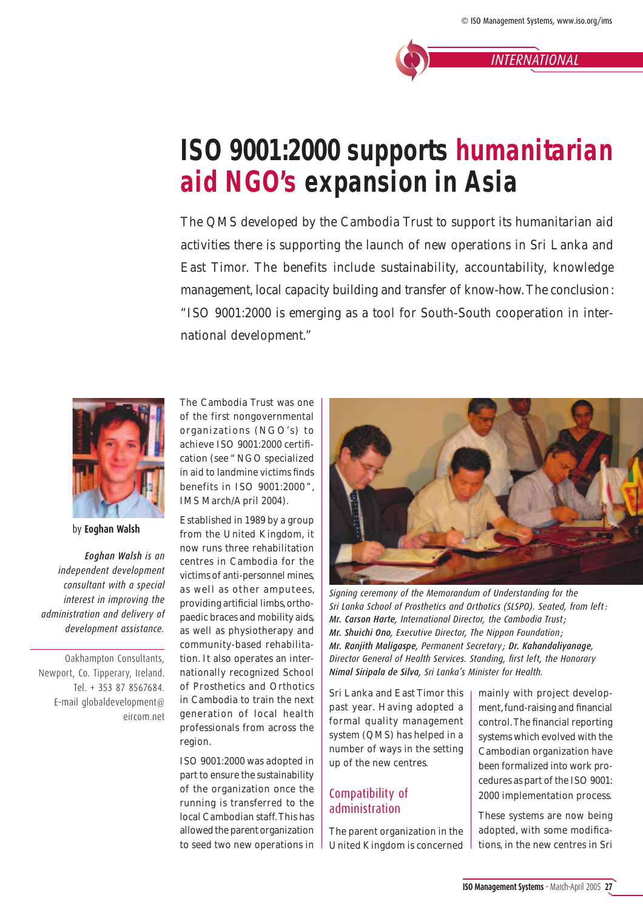INTERNATIONAL

# ISO 9001:2000 supports humanitarian aid NGO's expansion in Asia

The QMS developed by the Cambodia Trust to support its humanitarian aid activities there is supporting the launch of new operations in Sri Lanka and East Timor. The benefits include sustainability, accountability, knowledge management, local capacity building and transfer of know-how. The conclusion: "ISO 9001:2000 is emerging as a tool for South-South cooperation in international development."

by **Eoghan Walsh**

***Eoghan Walsh*** *is an independent development consultant with a special interest in improving the administration and delivery of development assistance.*

Oakhampton Consultants, Newport, Co. Tipperary, Ireland. Tel. + 353 87 8567684. E-mail globaldevelopment@eircom.net

The Cambodia Trust was one of the first nongovernmental organizations (NGO's) to achieve ISO 9001:2000 certification (see "NGO specialized in aid to landmine victims finds benefits in ISO 9001:2000", IMS March/April 2004).

Established in 1989 by a group from the United Kingdom, it now runs three rehabilitation centres in Cambodia for the victims of anti-personnel mines, as well as other amputees, providing artificial limbs, orthopaedic braces and mobility aids, as well as physiotherapy and community-based rehabilitation. It also operates an internationally recognized School of Prosthetics and Orthotics in Cambodia to train the next generation of local health professionals from across the region.

ISO 9001:2000 was adopted in part to ensure the sustainability of the organization once the running is transferred to the local Cambodian staff. This has allowed the parent organization to seed two new operations in Sri Lanka and East Timor this past year. Having adopted a formal quality management system (QMS) has helped in a number of ways in the setting up of the new centres.

*Signing ceremony of the Memorandum of Understanding for the Sri Lanka School of Prosthetics and Orthotics (SLSPO). Seated, from left:* ***Mr. Carson Harte****, International Director, the Cambodia Trust;* ***Mr. Shuichi Ono****, Executive Director, The Nippon Foundation;* ***Mr. Ranjith Maligaspe****, Permanent Secretary;* ***Dr. Kahandaliyanage****, Director General of Health Services. Standing, first left, the Honorary* ***Nimal Siripala de Silva****, Sri Lanka's Minister for Health.*

## Compatibility of administration

The parent organization in the United Kingdom is concerned mainly with project development, fund-raising and financial control. The financial reporting systems which evolved with the Cambodian organization have been formalized into work procedures as part of the ISO 9001:2000 implementation process.

These systems are now being adopted, with some modifications, in the new centres in Sri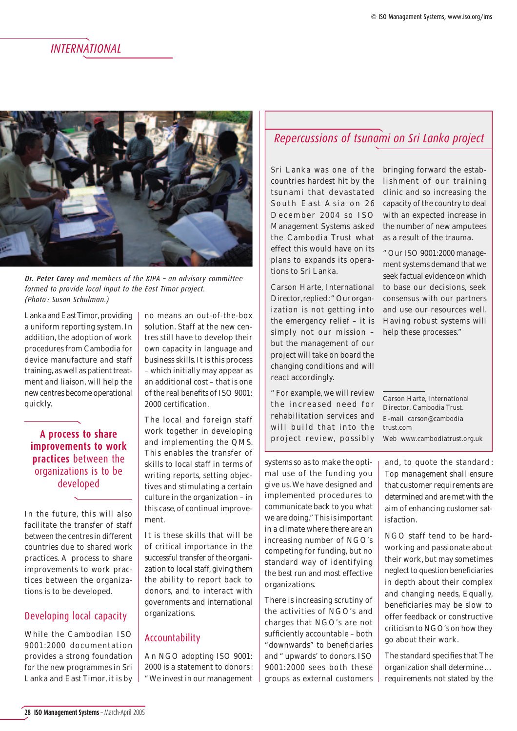## INTERNATIONAL

*Dr. Peter Carey and members of the KIPA – an advisory committee formed to provide local input to the East Timor project. (Photo : Susan Schulman.)*

Lanka and East Timor, providing a uniform reporting system. In addition, the adoption of work procedures from Cambodia for device manufacture and staff training, as well as patient treatment and liaison, will help the new centres become operational quickly.

> **A process to share improvements to work practices** between the organizations is to be developed

In the future, this will also facilitate the transfer of staff between the centres in different countries due to shared work practices. A process to share improvements to work practices between the organizations is to be developed.

### Developing local capacity

While the Cambodian ISO 9001:2000 documentation provides a strong foundation for the new programmes in Sri Lanka and East Timor, it is by no means an out-of-the-box solution. Staff at the new centres still have to develop their own capacity in language and business skills. It is this process – which initially may appear as an additional cost – that is one of the real benefits of ISO 9001:2000 certification.

The local and foreign staff work together in developing and implementing the QMS. This enables the transfer of skills to local staff in terms of writing reports, setting objectives and stimulating a certain culture in the organization – in this case, of continual improvement.

It is these skills that will be of critical importance in the successful transfer of the organization to local staff, giving them the ability to report back to donors, and to interact with governments and international organizations.

### Accountability

An NGO adopting ISO 9001:2000 is a statement to donors: "We invest in our management systems so as to make the optimal use of the funding you give us. We have designed and implemented procedures to communicate back to you what we are doing." This is important in a climate where there are an increasing number of NGO's competing for funding, but no standard way of identifying the best run and most effective organizations.

There is increasing scrutiny of the activities of NGO's and charges that NGO's are not sufficiently accountable – both "downwards" to beneficiaries and "upwards" to donors. ISO 9001:2000 sees both these groups as external customers and, to quote the standard: Top management shall ensure that customer requirements are determined and are met with the aim of enhancing customer satisfaction.

NGO staff tend to be hard-working and passionate about their work, but may sometimes neglect to question beneficiaries in depth about their complex and changing needs. Equally, beneficiaries may be slow to offer feedback or constructive criticism to NGO's on how they go about their work.

The standard specifies that The organization shall determine ... requirements not stated by the

---

## Repercussions of tsunami on Sri Lanka project

Sri Lanka was one of the countries hardest hit by the tsunami that devastated South East Asia on 26 December 2004 so ISO Management Systems asked the Cambodia Trust what effect this would have on its plans to expands its operations to Sri Lanka.

Carson Harte, International Director, replied: "Our organization is not getting into the emergency relief – it is simply not our mission – but the management of our project will take on board the changing conditions and will react accordingly.

"For example, we will review the increased need for rehabilitation services and will build that into the project review, possibly bringing forward the establishment of our training clinic and so increasing the capacity of the country to deal with an expected increase in the number of new amputees as a result of the trauma.

"Our ISO 9001:2000 management systems demand that we seek factual evidence on which to base our decisions, seek consensus with our partners and use our resources well. Having robust systems will help these processes."

Carson Harte, International Director, Cambodia Trust.
E-mail carson@cambodiatrust.com
Web www.cambodiatrust.org.uk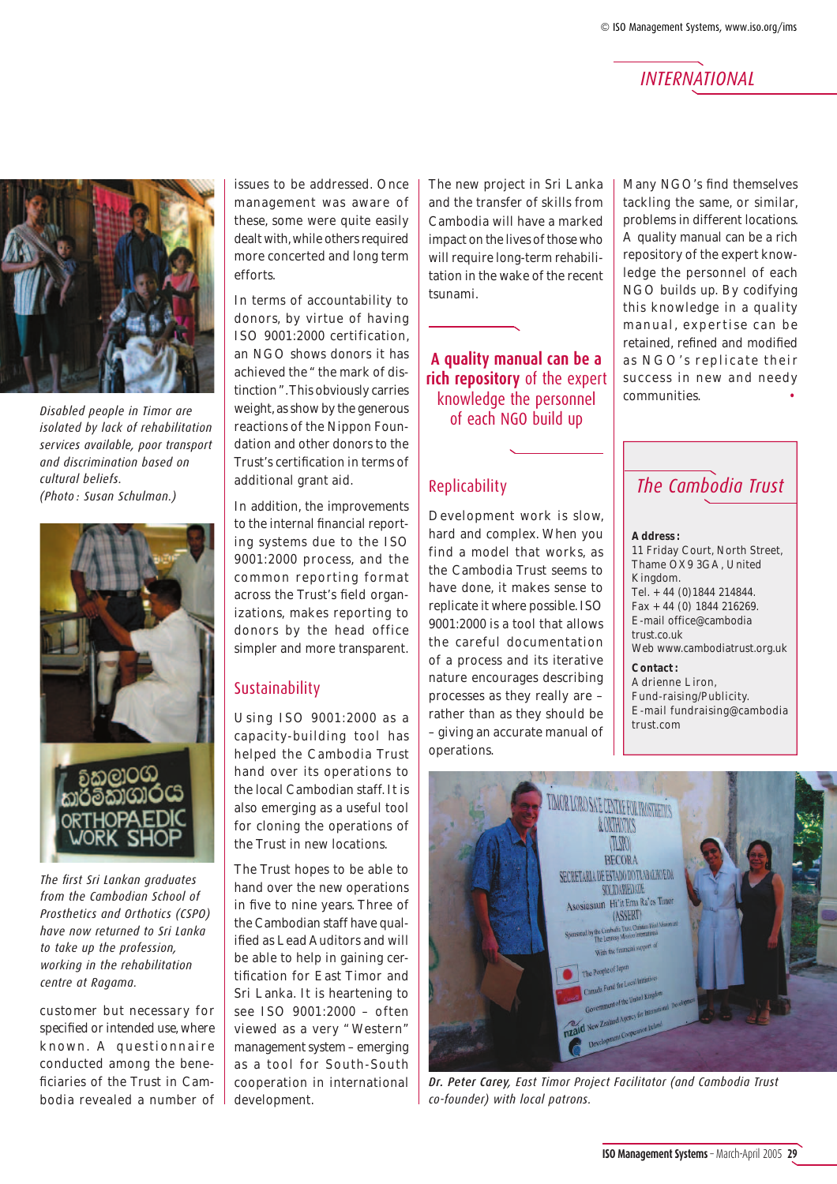*Disabled people in Timor are isolated by lack of rehabilitation services available, poor transport and discrimination based on cultural beliefs. (Photo: Susan Schulman.)*

*The first Sri Lankan graduates from the Cambodian School of Prosthetics and Orthotics (CSPO) have now returned to Sri Lanka to take up the profession, working in the rehabilitation centre at Ragama.*

customer but necessary for specified or intended use, where known. A questionnaire conducted among the beneficiaries of the Trust in Cambodia revealed a number of issues to be addressed. Once management was aware of these, some were quite easily dealt with, while others required more concerted and long term efforts.

In terms of accountability to donors, by virtue of having ISO 9001:2000 certification, an NGO shows donors it has achieved the "the mark of distinction". This obviously carries weight, as show by the generous reactions of the Nippon Foundation and other donors to the Trust's certification in terms of additional grant aid.

In addition, the improvements to the internal financial reporting systems due to the ISO 9001:2000 process, and the common reporting format across the Trust's field organizations, makes reporting to donors by the head office simpler and more transparent.

## Sustainability

Using ISO 9001:2000 as a capacity-building tool has helped the Cambodia Trust hand over its operations to the local Cambodian staff. It is also emerging as a useful tool for cloning the operations of the Trust in new locations.

The Trust hopes to be able to hand over the new operations in five to nine years. Three of the Cambodian staff have qualified as Lead Auditors and will be able to help in gaining certification for East Timor and Sri Lanka. It is heartening to see ISO 9001:2000 – often viewed as a very "Western" management system – emerging as a tool for South-South cooperation in international development.

The new project in Sri Lanka and the transfer of skills from Cambodia will have a marked impact on the lives of those who will require long-term rehabilitation in the wake of the recent tsunami.

**A quality manual can be a rich repository** of the expert knowledge the personnel of each NGO build up

## Replicability

Development work is slow, hard and complex. When you find a model that works, as the Cambodia Trust seems to have done, it makes sense to replicate it where possible. ISO 9001:2000 is a tool that allows the careful documentation of a process and its iterative nature encourages describing processes as they really are – rather than as they should be – giving an accurate manual of operations.

Many NGO's find themselves tackling the same, or similar, problems in different locations. A quality manual can be a rich repository of the expert knowledge the personnel of each NGO builds up. By codifying this knowledge in a quality manual, expertise can be retained, refined and modified as NGO's replicate their success in new and needy communities. •

### The Cambodia Trust

**Address:**
11 Friday Court, North Street, Thame OX9 3GA, United Kingdom.
Tel. + 44 (0)1844 214844.
Fax + 44 (0) 1844 216269.
E-mail office@cambodiatrust.co.uk
Web www.cambodiatrust.org.uk

**Contact:**
Adrienne Liron, Fund-raising/Publicity.
E-mail fundraising@cambodiatrust.com

***Dr. Peter Carey,*** *East Timor Project Facilitator (and Cambodia Trust co-founder) with local patrons.*